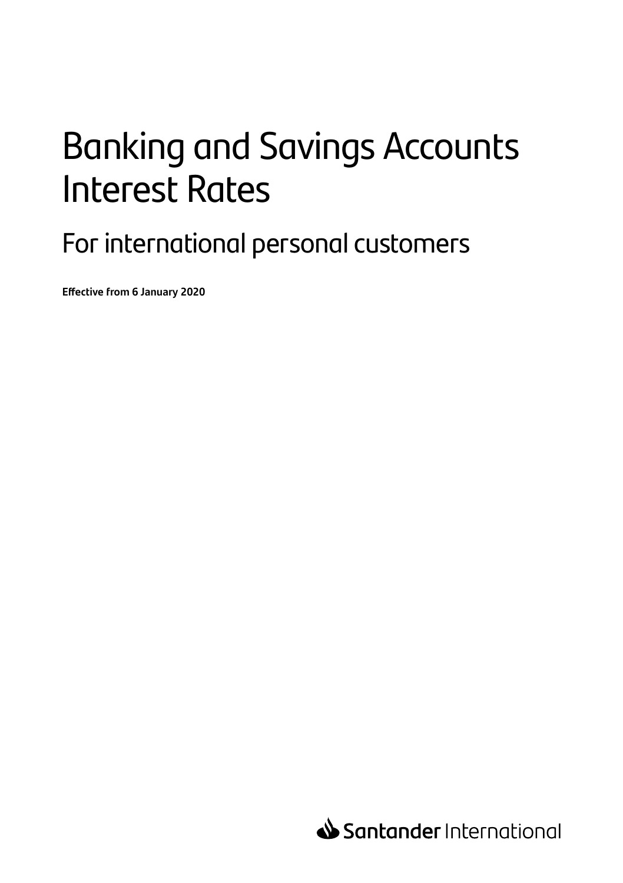# Banking and Savings Accounts Interest Rates

## For international personal customers

**Effective from 6 January 2020**

Santander International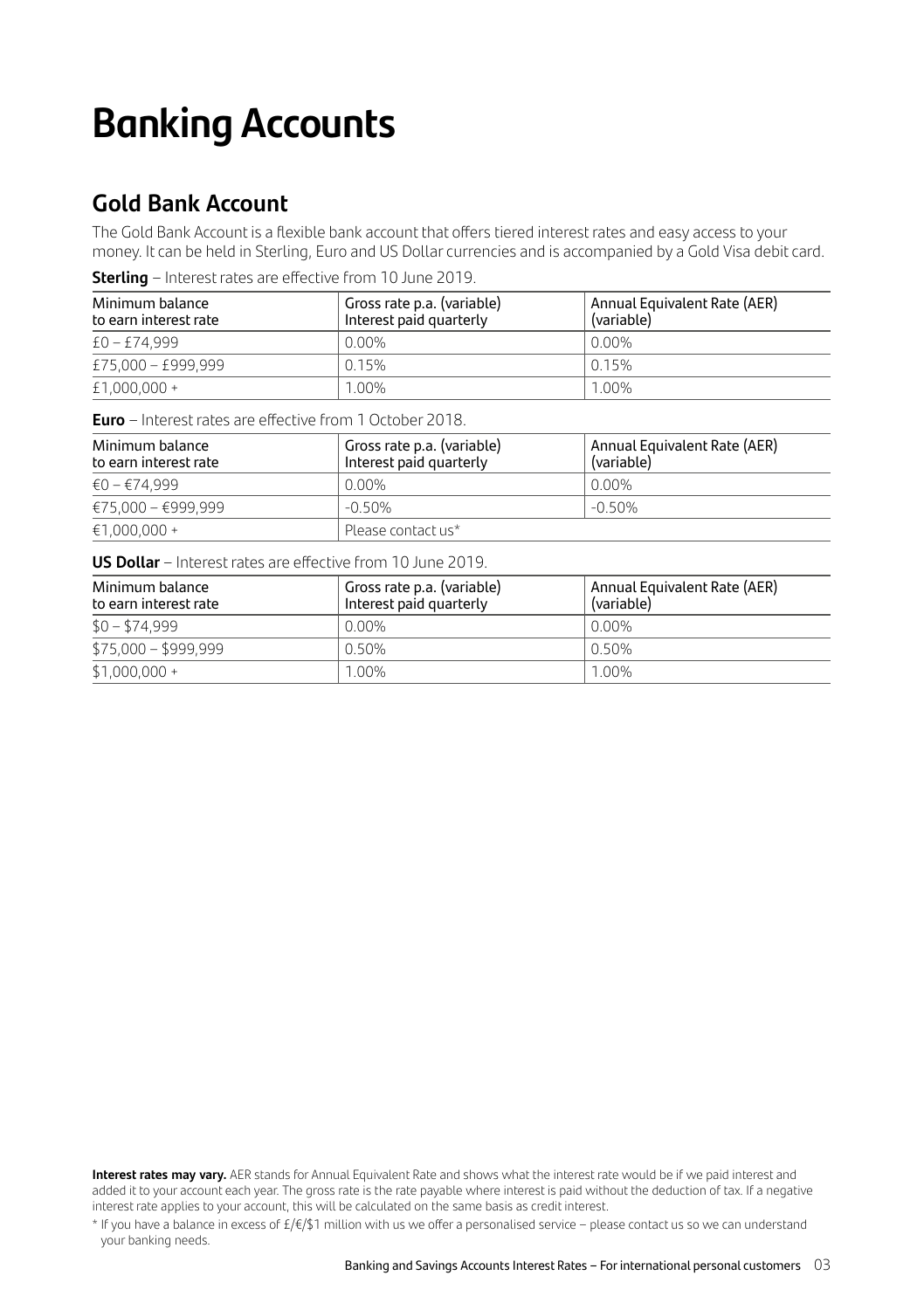# Banking Accounts

## Gold Bank Account

The Gold Bank Account is a flexible bank account that offers tiered interest rates and easy access to your money. It can be held in Sterling, Euro and US Dollar currencies and is accompanied by a Gold Visa debit card.

**Sterling** – Interest rates are effective from 10 June 2019.

| Minimum balance to earn interest rate | Gross rate p.a. (variable) Interest paid quarterly | Annual Equivalent Rate (AER) (variable) |
|---|---|---|
| £0 – £74,999 | 0.00% | 0.00% |
| £75,000 – £999,999 | 0.15% | 0.15% |
| £1,000,000 + | 1.00% | 1.00% |

**Euro** – Interest rates are effective from 1 October 2018.

| Minimum balance to earn interest rate | Gross rate p.a. (variable) Interest paid quarterly | Annual Equivalent Rate (AER) (variable) |
|---|---|---|
| €0 – €74,999 | 0.00% | 0.00% |
| €75,000 – €999,999 | -0.50% | -0.50% |
| €1,000,000 + | Please contact us* | |

**US Dollar** – Interest rates are effective from 10 June 2019.

| Minimum balance to earn interest rate | Gross rate p.a. (variable) Interest paid quarterly | Annual Equivalent Rate (AER) (variable) |
|---|---|---|
| $0 – $74,999 | 0.00% | 0.00% |
| $75,000 – $999,999 | 0.50% | 0.50% |
| $1,000,000 + | 1.00% | 1.00% |

**Interest rates may vary.** AER stands for Annual Equivalent Rate and shows what the interest rate would be if we paid interest and added it to your account each year. The gross rate is the rate payable where interest is paid without the deduction of tax. If a negative interest rate applies to your account, this will be calculated on the same basis as credit interest.

* If you have a balance in excess of £/€/$1 million with us we offer a personalised service – please contact us so we can understand your banking needs.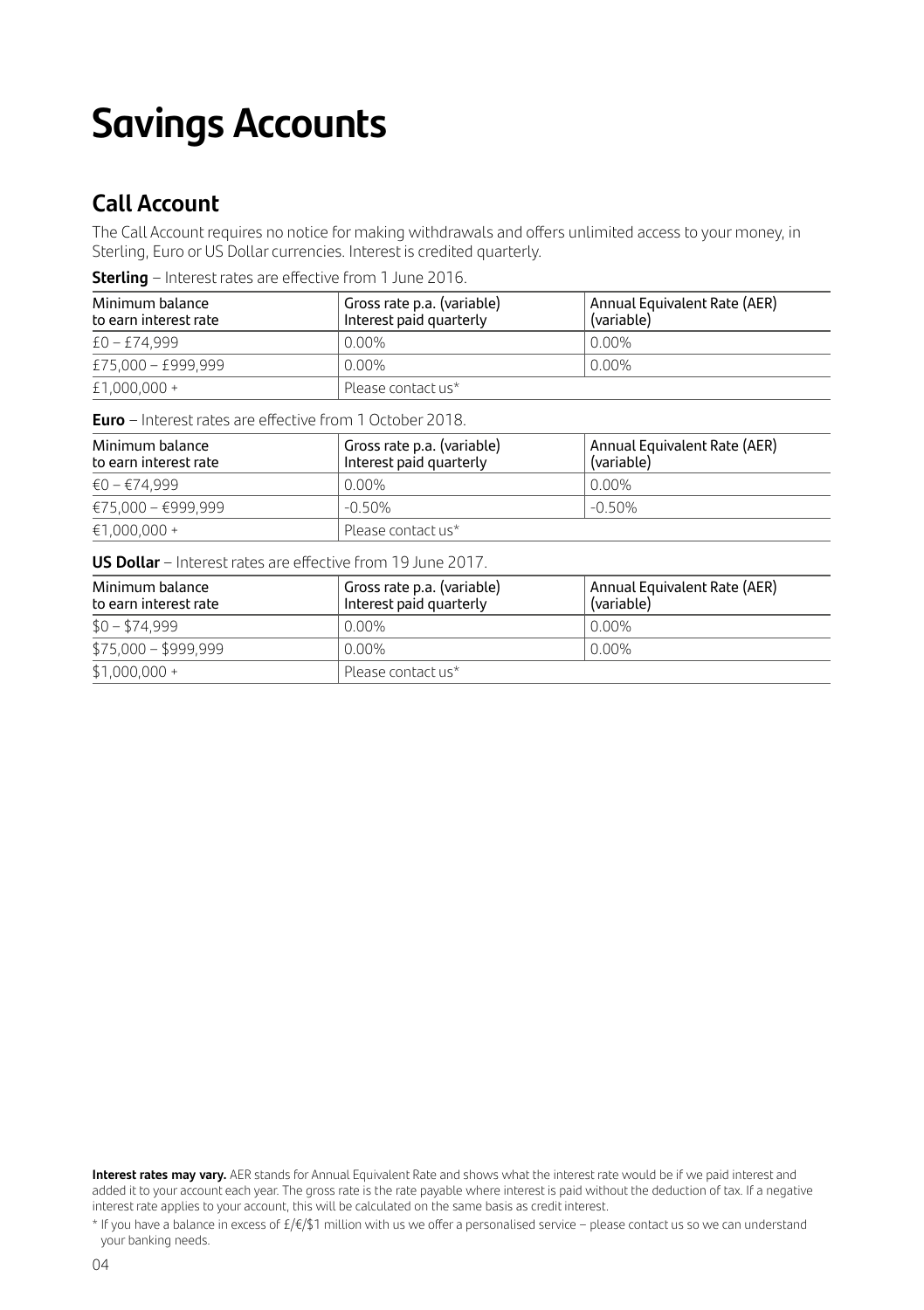# Savings Accounts

## Call Account

The Call Account requires no notice for making withdrawals and offers unlimited access to your money, in Sterling, Euro or US Dollar currencies. Interest is credited quarterly.

**Sterling** – Interest rates are effective from 1 June 2016.

| Minimum balance to earn interest rate | Gross rate p.a. (variable) Interest paid quarterly | Annual Equivalent Rate (AER) (variable) |
|---|---|---|
| £0 – £74,999 | 0.00% | 0.00% |
| £75,000 – £999,999 | 0.00% | 0.00% |
| £1,000,000 + | Please contact us* | |

**Euro** – Interest rates are effective from 1 October 2018.

| Minimum balance to earn interest rate | Gross rate p.a. (variable) Interest paid quarterly | Annual Equivalent Rate (AER) (variable) |
|---|---|---|
| €0 – €74,999 | 0.00% | 0.00% |
| €75,000 – €999,999 | -0.50% | -0.50% |
| €1,000,000 + | Please contact us* | |

**US Dollar** – Interest rates are effective from 19 June 2017.

| Minimum balance to earn interest rate | Gross rate p.a. (variable) Interest paid quarterly | Annual Equivalent Rate (AER) (variable) |
|---|---|---|
| $0 – $74,999 | 0.00% | 0.00% |
| $75,000 – $999,999 | 0.00% | 0.00% |
| $1,000,000 + | Please contact us* | |

**Interest rates may vary.** AER stands for Annual Equivalent Rate and shows what the interest rate would be if we paid interest and added it to your account each year. The gross rate is the rate payable where interest is paid without the deduction of tax. If a negative interest rate applies to your account, this will be calculated on the same basis as credit interest.

* If you have a balance in excess of £/€/$1 million with us we offer a personalised service – please contact us so we can understand your banking needs.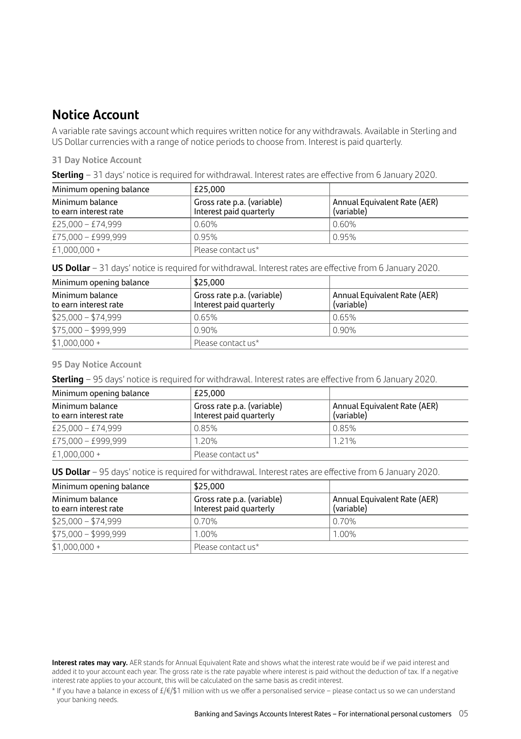## Notice Account

A variable rate savings account which requires written notice for any withdrawals. Available in Sterling and US Dollar currencies with a range of notice periods to choose from. Interest is paid quarterly.

### 31 Day Notice Account

**Sterling** – 31 days' notice is required for withdrawal. Interest rates are effective from 6 January 2020.

| Minimum opening balance | £25,000 | |
|---|---|---|
| Minimum balance to earn interest rate | Gross rate p.a. (variable) Interest paid quarterly | Annual Equivalent Rate (AER) (variable) |
| £25,000 – £74,999 | 0.60% | 0.60% |
| £75,000 – £999,999 | 0.95% | 0.95% |
| £1,000,000 + | Please contact us* | |

**US Dollar** – 31 days' notice is required for withdrawal. Interest rates are effective from 6 January 2020.

| Minimum opening balance | $25,000 | |
|---|---|---|
| Minimum balance to earn interest rate | Gross rate p.a. (variable) Interest paid quarterly | Annual Equivalent Rate (AER) (variable) |
| $25,000 – $74,999 | 0.65% | 0.65% |
| $75,000 – $999,999 | 0.90% | 0.90% |
| $1,000,000 + | Please contact us* | |

### 95 Day Notice Account

**Sterling** – 95 days' notice is required for withdrawal. Interest rates are effective from 6 January 2020.

| Minimum opening balance | £25,000 | |
|---|---|---|
| Minimum balance to earn interest rate | Gross rate p.a. (variable) Interest paid quarterly | Annual Equivalent Rate (AER) (variable) |
| £25,000 – £74,999 | 0.85% | 0.85% |
| £75,000 – £999,999 | 1.20% | 1.21% |
| £1,000,000 + | Please contact us* | |

**US Dollar** – 95 days' notice is required for withdrawal. Interest rates are effective from 6 January 2020.

| Minimum opening balance | $25,000 | |
|---|---|---|
| Minimum balance to earn interest rate | Gross rate p.a. (variable) Interest paid quarterly | Annual Equivalent Rate (AER) (variable) |
| $25,000 – $74,999 | 0.70% | 0.70% |
| $75,000 – $999,999 | 1.00% | 1.00% |
| $1,000,000 + | Please contact us* | |

**Interest rates may vary.** AER stands for Annual Equivalent Rate and shows what the interest rate would be if we paid interest and added it to your account each year. The gross rate is the rate payable where interest is paid without the deduction of tax. If a negative interest rate applies to your account, this will be calculated on the same basis as credit interest.

* If you have a balance in excess of £/€/$1 million with us we offer a personalised service – please contact us so we can understand your banking needs.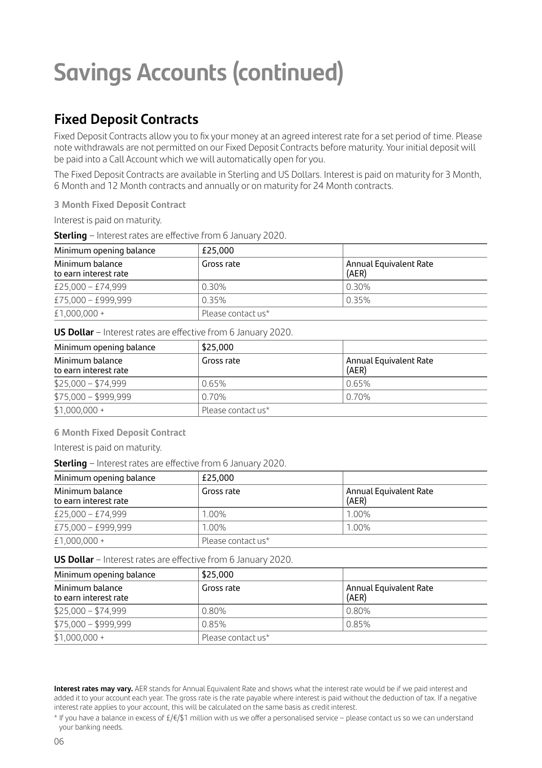# Savings Accounts (continued)

## Fixed Deposit Contracts

Fixed Deposit Contracts allow you to fix your money at an agreed interest rate for a set period of time. Please note withdrawals are not permitted on our Fixed Deposit Contracts before maturity. Your initial deposit will be paid into a Call Account which we will automatically open for you.

The Fixed Deposit Contracts are available in Sterling and US Dollars. Interest is paid on maturity for 3 Month, 6 Month and 12 Month contracts and annually or on maturity for 24 Month contracts.

### 3 Month Fixed Deposit Contract

Interest is paid on maturity.

**Sterling** – Interest rates are effective from 6 January 2020.

| Minimum opening balance | £25,000 | |
|---|---|---|
| Minimum balance to earn interest rate | Gross rate | Annual Equivalent Rate (AER) |
| £25,000 – £74,999 | 0.30% | 0.30% |
| £75,000 – £999,999 | 0.35% | 0.35% |
| £1,000,000 + | Please contact us* | |

**US Dollar** – Interest rates are effective from 6 January 2020.

| Minimum opening balance | $25,000 | |
|---|---|---|
| Minimum balance to earn interest rate | Gross rate | Annual Equivalent Rate (AER) |
| $25,000 – $74,999 | 0.65% | 0.65% |
| $75,000 – $999,999 | 0.70% | 0.70% |
| $1,000,000 + | Please contact us* | |

### 6 Month Fixed Deposit Contract

Interest is paid on maturity.

**Sterling** – Interest rates are effective from 6 January 2020.

| Minimum opening balance | £25,000 | |
|---|---|---|
| Minimum balance to earn interest rate | Gross rate | Annual Equivalent Rate (AER) |
| £25,000 – £74,999 | 1.00% | 1.00% |
| £75,000 – £999,999 | 1.00% | 1.00% |
| £1,000,000 + | Please contact us* | |

**US Dollar** – Interest rates are effective from 6 January 2020.

| Minimum opening balance | $25,000 | |
|---|---|---|
| Minimum balance to earn interest rate | Gross rate | Annual Equivalent Rate (AER) |
| $25,000 – $74,999 | 0.80% | 0.80% |
| $75,000 – $999,999 | 0.85% | 0.85% |
| $1,000,000 + | Please contact us* | |

**Interest rates may vary.** AER stands for Annual Equivalent Rate and shows what the interest rate would be if we paid interest and added it to your account each year. The gross rate is the rate payable where interest is paid without the deduction of tax. If a negative interest rate applies to your account, this will be calculated on the same basis as credit interest.

* If you have a balance in excess of £/€/$1 million with us we offer a personalised service – please contact us so we can understand your banking needs.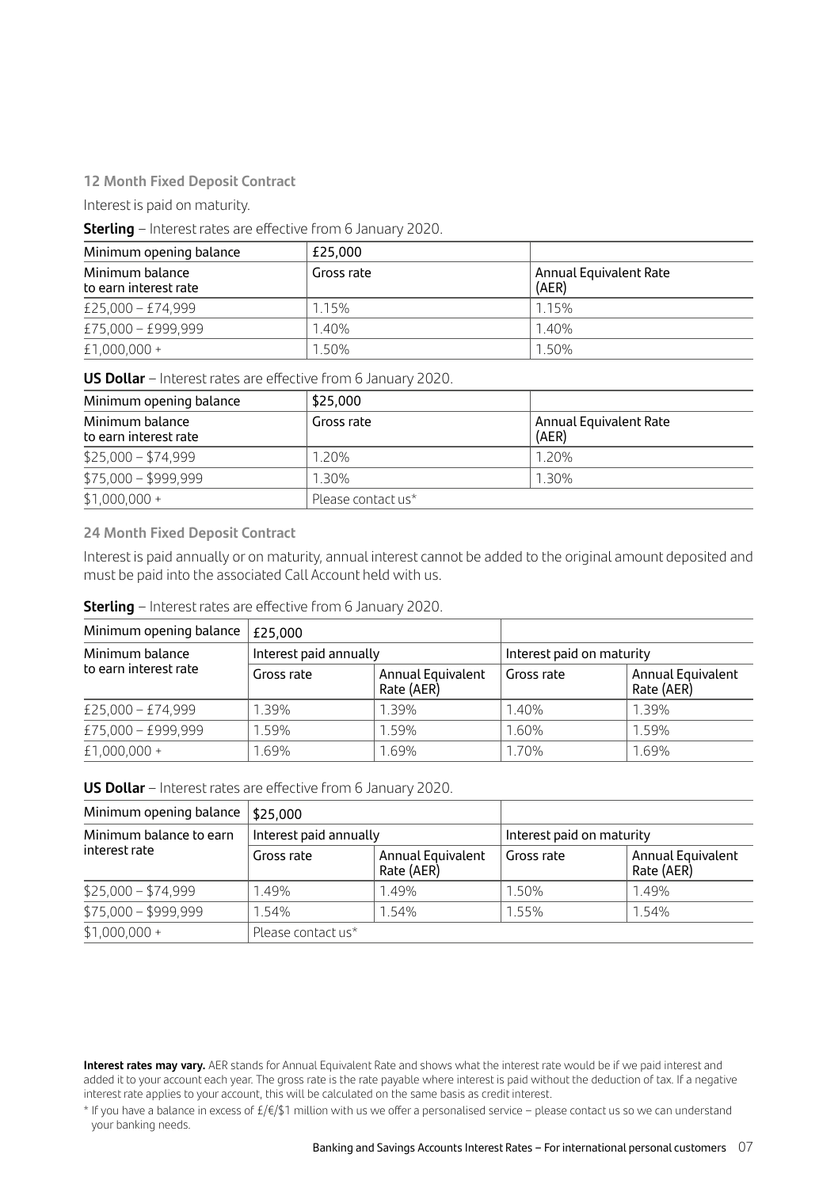### 12 Month Fixed Deposit Contract

Interest is paid on maturity.

**Sterling** – Interest rates are effective from 6 January 2020.

| Minimum opening balance | £25,000 | |
|---|---|---|
| Minimum balance to earn interest rate | Gross rate | Annual Equivalent Rate (AER) |
| £25,000 – £74,999 | 1.15% | 1.15% |
| £75,000 – £999,999 | 1.40% | 1.40% |
| £1,000,000 + | 1.50% | 1.50% |

**US Dollar** – Interest rates are effective from 6 January 2020.

| Minimum opening balance | $25,000 | |
|---|---|---|
| Minimum balance to earn interest rate | Gross rate | Annual Equivalent Rate (AER) |
| $25,000 – $74,999 | 1.20% | 1.20% |
| $75,000 – $999,999 | 1.30% | 1.30% |
| $1,000,000 + | Please contact us* | |

### 24 Month Fixed Deposit Contract

Interest is paid annually or on maturity, annual interest cannot be added to the original amount deposited and must be paid into the associated Call Account held with us.

**Sterling** – Interest rates are effective from 6 January 2020.

| Minimum opening balance | £25,000 | | | |
|---|---|---|---|---|
| Minimum balance to earn interest rate | Interest paid annually | | Interest paid on maturity | |
| | Gross rate | Annual Equivalent Rate (AER) | Gross rate | Annual Equivalent Rate (AER) |
| £25,000 – £74,999 | 1.39% | 1.39% | 1.40% | 1.39% |
| £75,000 – £999,999 | 1.59% | 1.59% | 1.60% | 1.59% |
| £1,000,000 + | 1.69% | 1.69% | 1.70% | 1.69% |

**US Dollar** – Interest rates are effective from 6 January 2020.

| Minimum opening balance | $25,000 | | | |
|---|---|---|---|---|
| Minimum balance to earn interest rate | Interest paid annually | | Interest paid on maturity | |
| | Gross rate | Annual Equivalent Rate (AER) | Gross rate | Annual Equivalent Rate (AER) |
| $25,000 – $74,999 | 1.49% | 1.49% | 1.50% | 1.49% |
| $75,000 – $999,999 | 1.54% | 1.54% | 1.55% | 1.54% |
| $1,000,000 + | Please contact us* | | | |

**Interest rates may vary.** AER stands for Annual Equivalent Rate and shows what the interest rate would be if we paid interest and added it to your account each year. The gross rate is the rate payable where interest is paid without the deduction of tax. If a negative interest rate applies to your account, this will be calculated on the same basis as credit interest.

* If you have a balance in excess of £/€/$1 million with us we offer a personalised service – please contact us so we can understand your banking needs.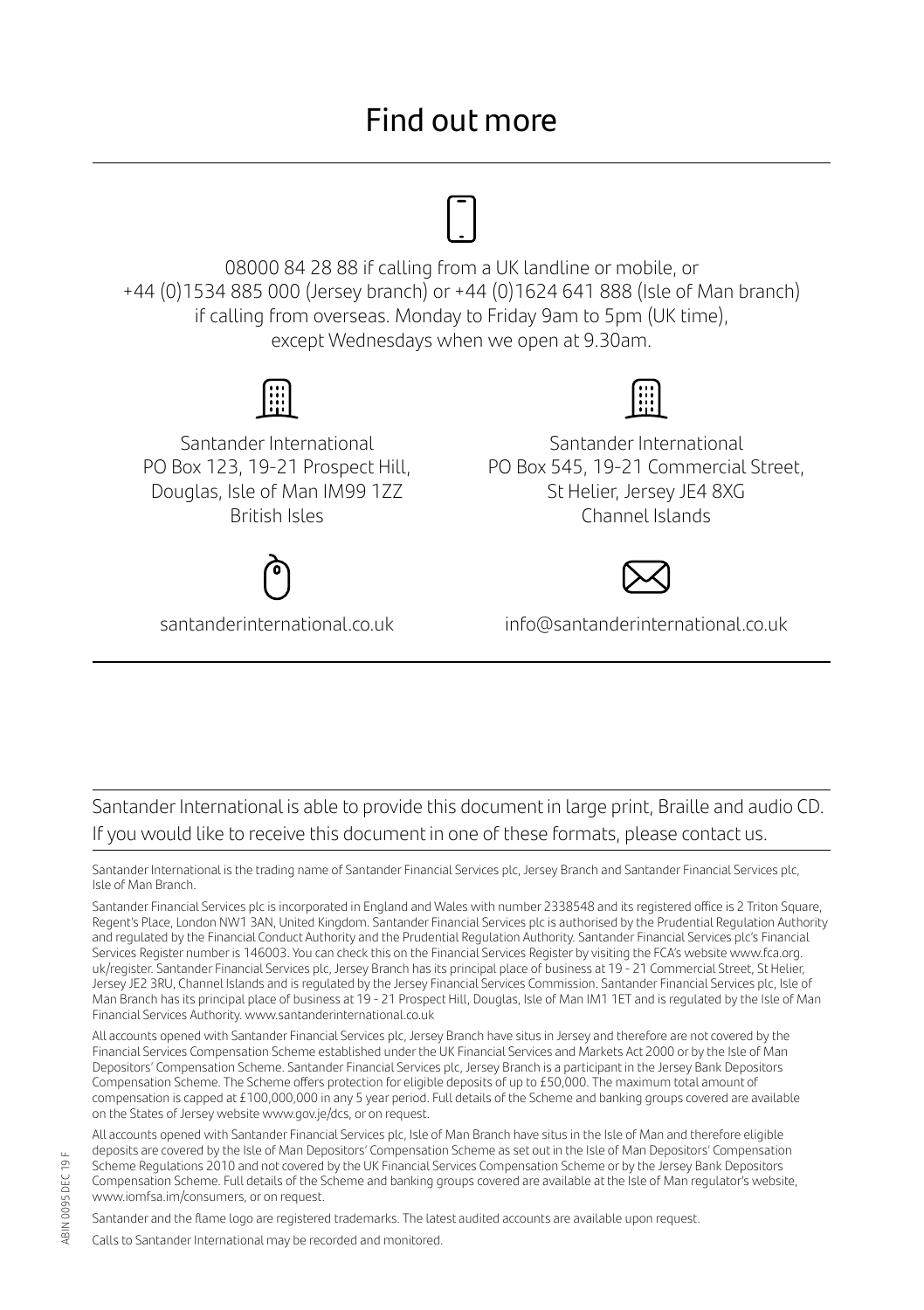# Find out more

08000 84 28 88 if calling from a UK landline or mobile, or
+44 (0)1534 885 000 (Jersey branch) or +44 (0)1624 641 888 (Isle of Man branch)
if calling from overseas. Monday to Friday 9am to 5pm (UK time),
except Wednesdays when we open at 9.30am.

Santander International
PO Box 123, 19-21 Prospect Hill,
Douglas, Isle of Man IM99 1ZZ
British Isles

Santander International
PO Box 545, 19-21 Commercial Street,
St Helier, Jersey JE4 8XG
Channel Islands

santanderinternational.co.uk

info@santanderinternational.co.uk

Santander International is able to provide this document in large print, Braille and audio CD. If you would like to receive this document in one of these formats, please contact us.

Santander International is the trading name of Santander Financial Services plc, Jersey Branch and Santander Financial Services plc, Isle of Man Branch.

Santander Financial Services plc is incorporated in England and Wales with number 2338548 and its registered office is 2 Triton Square, Regent's Place, London NW1 3AN, United Kingdom. Santander Financial Services plc is authorised by the Prudential Regulation Authority and regulated by the Financial Conduct Authority and the Prudential Regulation Authority. Santander Financial Services plc's Financial Services Register number is 146003. You can check this on the Financial Services Register by visiting the FCA's website www.fca.org.uk/register. Santander Financial Services plc, Jersey Branch has its principal place of business at 19 - 21 Commercial Street, St Helier, Jersey JE2 3RU, Channel Islands and is regulated by the Jersey Financial Services Commission. Santander Financial Services plc, Isle of Man Branch has its principal place of business at 19 - 21 Prospect Hill, Douglas, Isle of Man IM1 1ET and is regulated by the Isle of Man Financial Services Authority. www.santanderinternational.co.uk

All accounts opened with Santander Financial Services plc, Jersey Branch have situs in Jersey and therefore are not covered by the Financial Services Compensation Scheme established under the UK Financial Services and Markets Act 2000 or by the Isle of Man Depositors' Compensation Scheme. Santander Financial Services plc, Jersey Branch is a participant in the Jersey Bank Depositors Compensation Scheme. The Scheme offers protection for eligible deposits of up to £50,000. The maximum total amount of compensation is capped at £100,000,000 in any 5 year period. Full details of the Scheme and banking groups covered are available on the States of Jersey website www.gov.je/dcs, or on request.

All accounts opened with Santander Financial Services plc, Isle of Man Branch have situs in the Isle of Man and therefore eligible deposits are covered by the Isle of Man Depositors' Compensation Scheme as set out in the Isle of Man Depositors' Compensation Scheme Regulations 2010 and not covered by the UK Financial Services Compensation Scheme or by the Jersey Bank Depositors Compensation Scheme. Full details of the Scheme and banking groups covered are available at the Isle of Man regulator's website, www.iomfsa.im/consumers, or on request.

Santander and the flame logo are registered trademarks. The latest audited accounts are available upon request.

Calls to Santander International may be recorded and monitored.

ABIN 0095 DEC 19 F